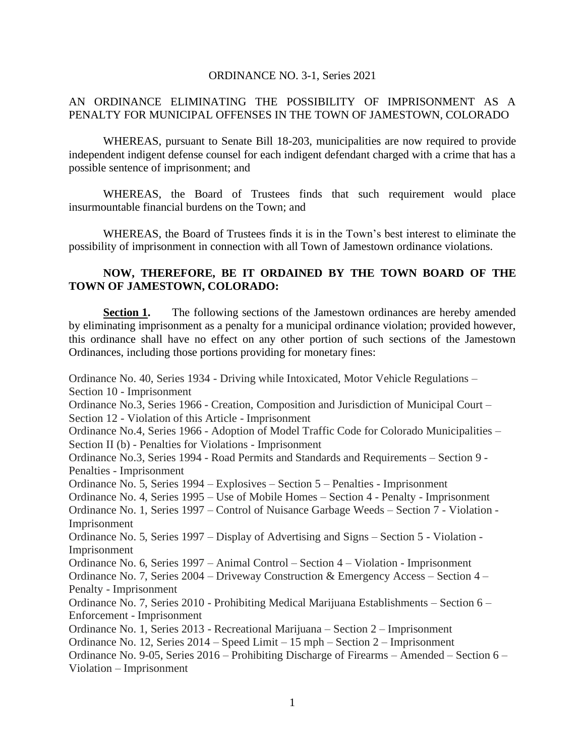ORDINANCE NO. 3-1, Series 2021

AN ORDINANCE ELIMINATING THE POSSIBILITY OF IMPRISONMENT AS A PENALTY FOR MUNICIPAL OFFENSES IN THE TOWN OF JAMESTOWN, COLORADO

WHEREAS, pursuant to Senate Bill 18-203, municipalities are now required to provide independent indigent defense counsel for each indigent defendant charged with a crime that has a possible sentence of imprisonment; and

WHEREAS, the Board of Trustees finds that such requirement would place insurmountable financial burdens on the Town; and

WHEREAS, the Board of Trustees finds it is in the Town's best interest to eliminate the possibility of imprisonment in connection with all Town of Jamestown ordinance violations.

**NOW, THEREFORE, BE IT ORDAINED BY THE TOWN BOARD OF THE TOWN OF JAMESTOWN, COLORADO:**

**Section 1.** The following sections of the Jamestown ordinances are hereby amended by eliminating imprisonment as a penalty for a municipal ordinance violation; provided however, this ordinance shall have no effect on any other portion of such sections of the Jamestown Ordinances, including those portions providing for monetary fines:

Ordinance No. 40, Series 1934 - Driving while Intoxicated, Motor Vehicle Regulations – Section 10 - Imprisonment
Ordinance No.3, Series 1966 - Creation, Composition and Jurisdiction of Municipal Court – Section 12 - Violation of this Article - Imprisonment
Ordinance No.4, Series 1966 - Adoption of Model Traffic Code for Colorado Municipalities – Section II (b) - Penalties for Violations - Imprisonment
Ordinance No.3, Series 1994 - Road Permits and Standards and Requirements – Section 9 - Penalties - Imprisonment
Ordinance No. 5, Series 1994 – Explosives – Section 5 – Penalties - Imprisonment
Ordinance No. 4, Series 1995 – Use of Mobile Homes – Section 4 - Penalty - Imprisonment
Ordinance No. 1, Series 1997 – Control of Nuisance Garbage Weeds – Section 7 - Violation - Imprisonment
Ordinance No. 5, Series 1997 – Display of Advertising and Signs – Section 5 - Violation - Imprisonment
Ordinance No. 6, Series 1997 – Animal Control – Section 4 – Violation - Imprisonment
Ordinance No. 7, Series 2004 – Driveway Construction & Emergency Access – Section 4 – Penalty - Imprisonment
Ordinance No. 7, Series 2010 - Prohibiting Medical Marijuana Establishments – Section 6 – Enforcement - Imprisonment
Ordinance No. 1, Series 2013 - Recreational Marijuana – Section 2 – Imprisonment
Ordinance No. 12, Series 2014 – Speed Limit – 15 mph – Section 2 – Imprisonment
Ordinance No. 9-05, Series 2016 – Prohibiting Discharge of Firearms – Amended – Section 6 – Violation – Imprisonment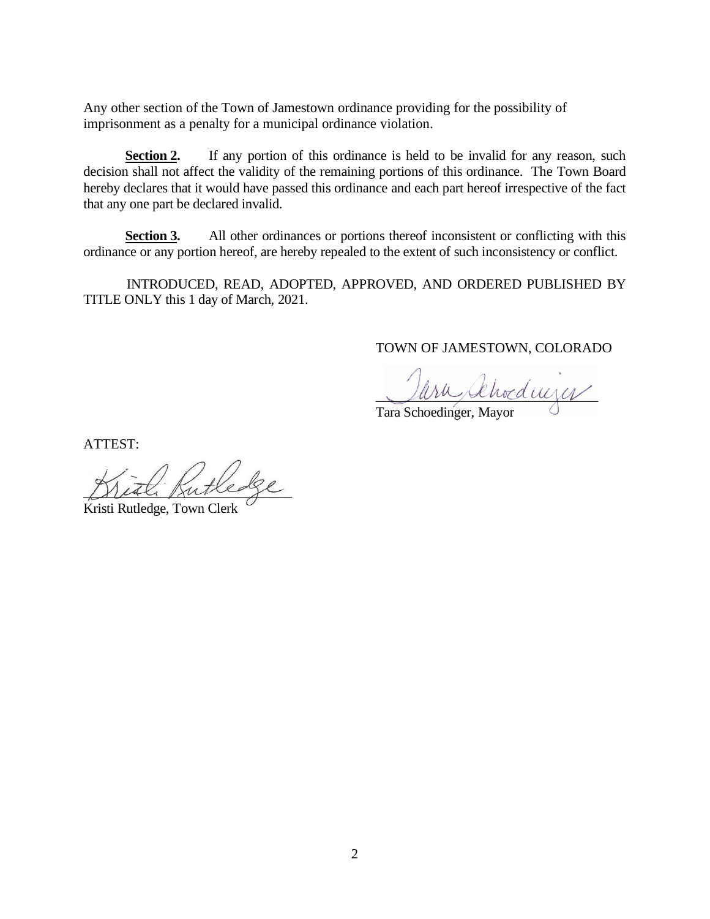Any other section of the Town of Jamestown ordinance providing for the possibility of imprisonment as a penalty for a municipal ordinance violation.

**Section 2.** If any portion of this ordinance is held to be invalid for any reason, such decision shall not affect the validity of the remaining portions of this ordinance. The Town Board hereby declares that it would have passed this ordinance and each part hereof irrespective of the fact that any one part be declared invalid.

**Section 3.** All other ordinances or portions thereof inconsistent or conflicting with this ordinance or any portion hereof, are hereby repealed to the extent of such inconsistency or conflict.

INTRODUCED, READ, ADOPTED, APPROVED, AND ORDERED PUBLISHED BY TITLE ONLY this 1 day of March, 2021.

TOWN OF JAMESTOWN, COLORADO

Tara Schoedinger, Mayor

ATTEST:

Kristi Rutledge, Town Clerk